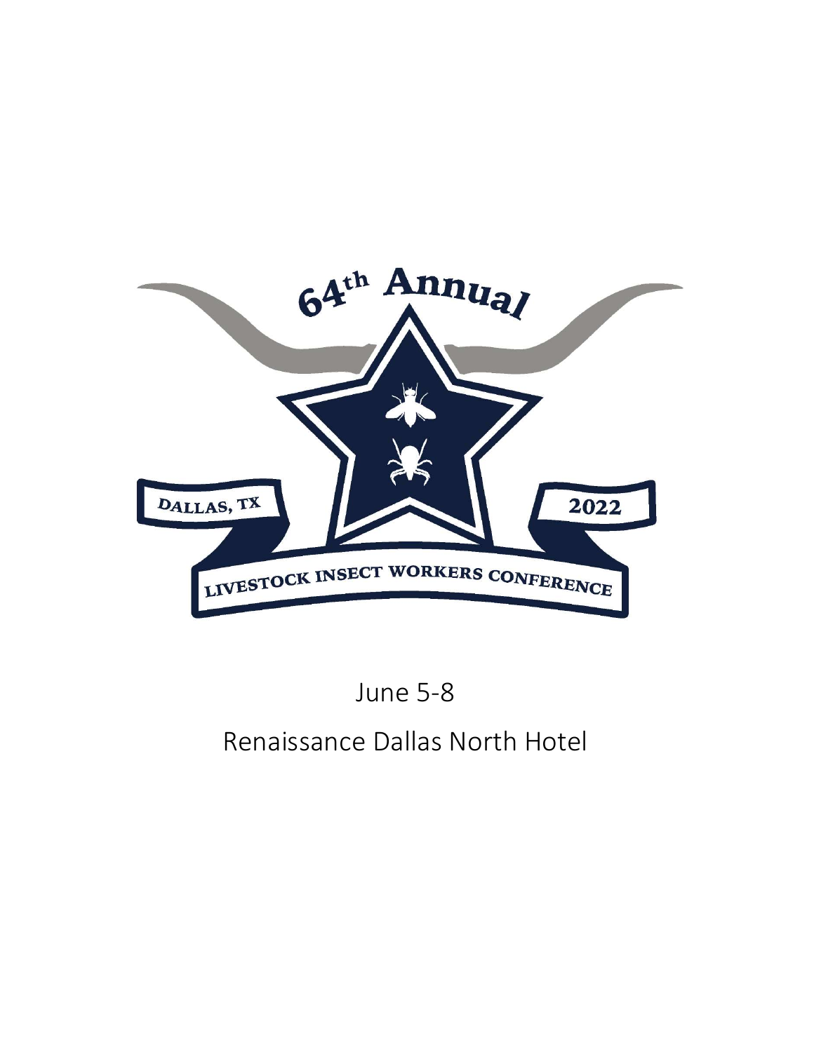64th Annual

DALLAS, TX

2022

LIVESTOCK INSECT WORKERS CONFERENCE

June 5-8

Renaissance Dallas North Hotel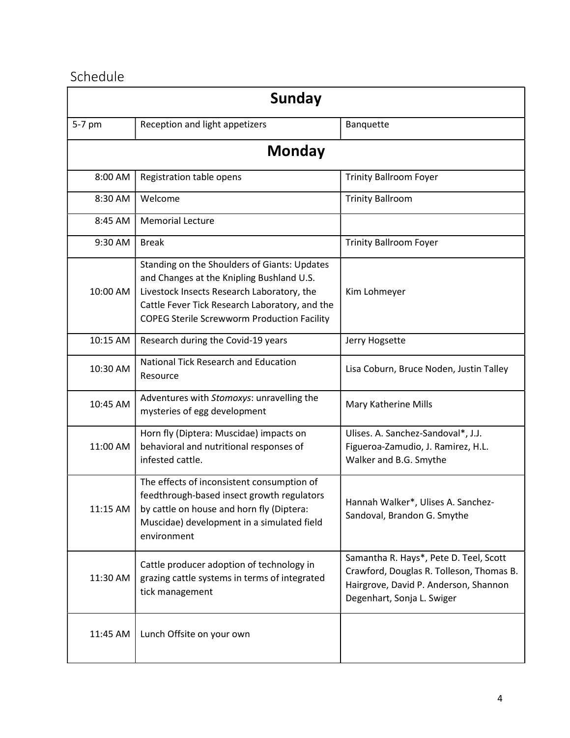## Schedule

| Sunday | | |
|---|---|---|
| 5-7 pm | Reception and light appetizers | Banquette |
| **Monday** | | |
| 8:00 AM | Registration table opens | Trinity Ballroom Foyer |
| 8:30 AM | Welcome | Trinity Ballroom |
| 8:45 AM | Memorial Lecture | |
| 9:30 AM | Break | Trinity Ballroom Foyer |
| 10:00 AM | Standing on the Shoulders of Giants: Updates and Changes at the Knipling Bushland U.S. Livestock Insects Research Laboratory, the Cattle Fever Tick Research Laboratory, and the COPEG Sterile Screwworm Production Facility | Kim Lohmeyer |
| 10:15 AM | Research during the Covid-19 years | Jerry Hogsette |
| 10:30 AM | National Tick Research and Education Resource | Lisa Coburn, Bruce Noden, Justin Talley |
| 10:45 AM | Adventures with *Stomoxys*: unravelling the mysteries of egg development | Mary Katherine Mills |
| 11:00 AM | Horn fly (Diptera: Muscidae) impacts on behavioral and nutritional responses of infested cattle. | Ulises. A. Sanchez-Sandoval*, J.J. Figueroa-Zamudio, J. Ramirez, H.L. Walker and B.G. Smythe |
| 11:15 AM | The effects of inconsistent consumption of feedthrough-based insect growth regulators by cattle on house and horn fly (Diptera: Muscidae) development in a simulated field environment | Hannah Walker*, Ulises A. Sanchez-Sandoval, Brandon G. Smythe |
| 11:30 AM | Cattle producer adoption of technology in grazing cattle systems in terms of integrated tick management | Samantha R. Hays*, Pete D. Teel, Scott Crawford, Douglas R. Tolleson, Thomas B. Hairgrove, David P. Anderson, Shannon Degenhart, Sonja L. Swiger |
| 11:45 AM | Lunch Offsite on your own | |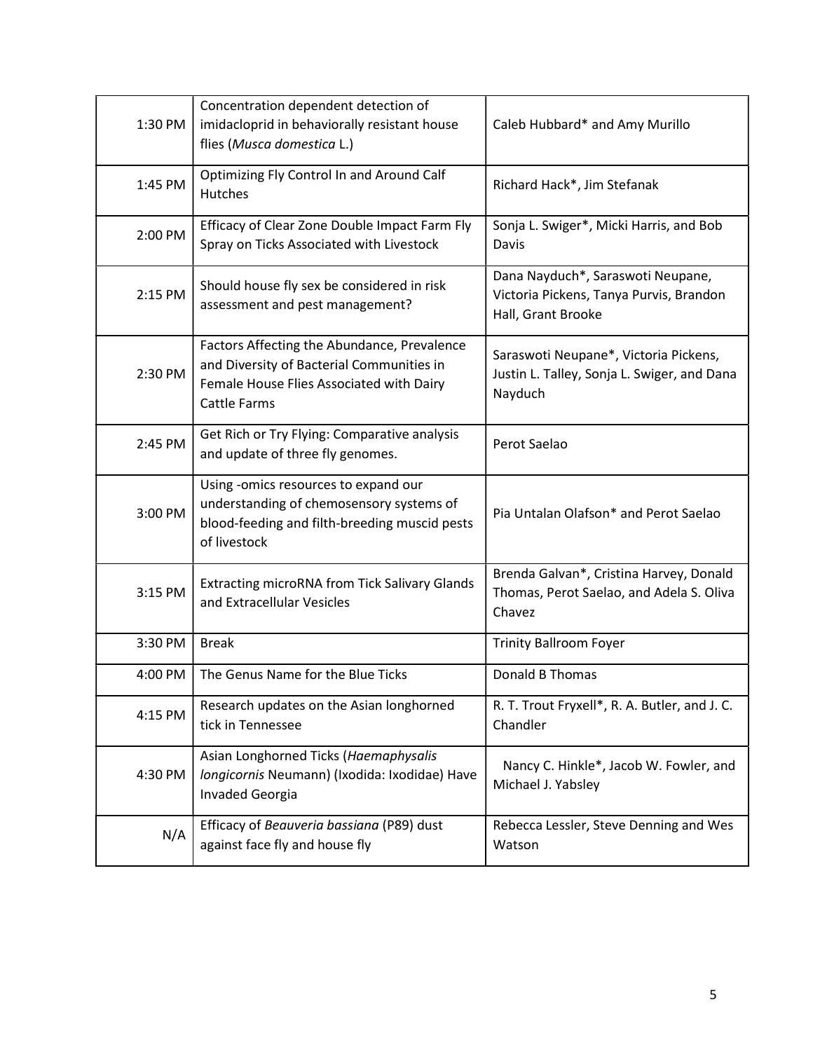| | | |
|---|---|---|
| 1:30 PM | Concentration dependent detection of imidacloprid in behaviorally resistant house flies (*Musca domestica* L.) | Caleb Hubbard* and Amy Murillo |
| 1:45 PM | Optimizing Fly Control In and Around Calf Hutches | Richard Hack*, Jim Stefanak |
| 2:00 PM | Efficacy of Clear Zone Double Impact Farm Fly Spray on Ticks Associated with Livestock | Sonja L. Swiger*, Micki Harris, and Bob Davis |
| 2:15 PM | Should house fly sex be considered in risk assessment and pest management? | Dana Nayduch*, Saraswoti Neupane, Victoria Pickens, Tanya Purvis, Brandon Hall, Grant Brooke |
| 2:30 PM | Factors Affecting the Abundance, Prevalence and Diversity of Bacterial Communities in Female House Flies Associated with Dairy Cattle Farms | Saraswoti Neupane*, Victoria Pickens, Justin L. Talley, Sonja L. Swiger, and Dana Nayduch |
| 2:45 PM | Get Rich or Try Flying: Comparative analysis and update of three fly genomes. | Perot Saelao |
| 3:00 PM | Using -omics resources to expand our understanding of chemosensory systems of blood-feeding and filth-breeding muscid pests of livestock | Pia Untalan Olafson* and Perot Saelao |
| 3:15 PM | Extracting microRNA from Tick Salivary Glands and Extracellular Vesicles | Brenda Galvan*, Cristina Harvey, Donald Thomas, Perot Saelao, and Adela S. Oliva Chavez |
| 3:30 PM | Break | Trinity Ballroom Foyer |
| 4:00 PM | The Genus Name for the Blue Ticks | Donald B Thomas |
| 4:15 PM | Research updates on the Asian longhorned tick in Tennessee | R. T. Trout Fryxell*, R. A. Butler, and J. C. Chandler |
| 4:30 PM | Asian Longhorned Ticks (*Haemaphysalis longicornis* Neumann) (Ixodida: Ixodidae) Have Invaded Georgia | Nancy C. Hinkle*, Jacob W. Fowler, and Michael J. Yabsley |
| N/A | Efficacy of *Beauveria bassiana* (P89) dust against face fly and house fly | Rebecca Lessler, Steve Denning and Wes Watson |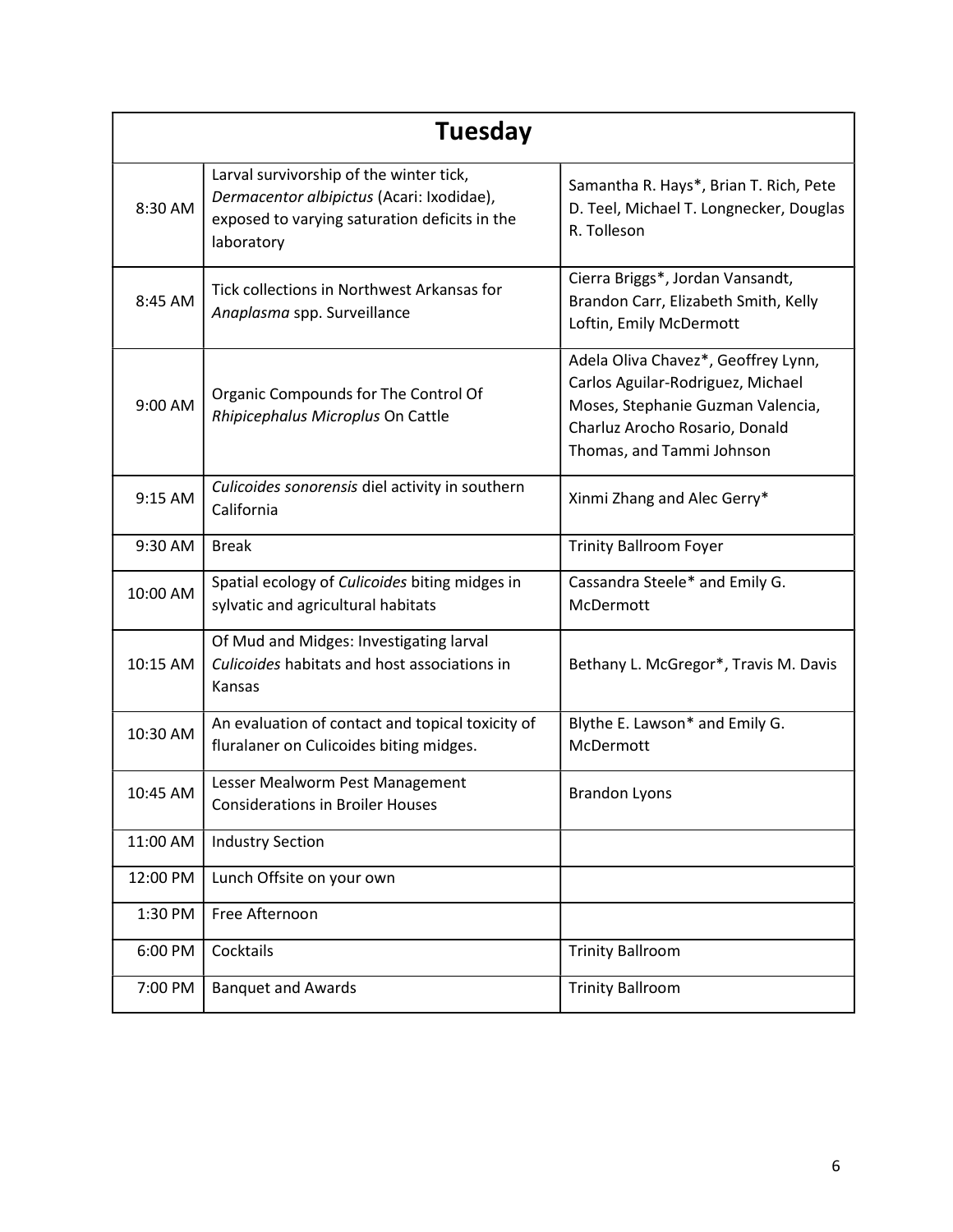| Tuesday | | |
|---|---|---|
| 8:30 AM | Larval survivorship of the winter tick, *Dermacentor albipictus* (Acari: Ixodidae), exposed to varying saturation deficits in the laboratory | Samantha R. Hays*, Brian T. Rich, Pete D. Teel, Michael T. Longnecker, Douglas R. Tolleson |
| 8:45 AM | Tick collections in Northwest Arkansas for *Anaplasma* spp. Surveillance | Cierra Briggs*, Jordan Vansandt, Brandon Carr, Elizabeth Smith, Kelly Loftin, Emily McDermott |
| 9:00 AM | Organic Compounds for The Control Of *Rhipicephalus Microplus* On Cattle | Adela Oliva Chavez*, Geoffrey Lynn, Carlos Aguilar-Rodriguez, Michael Moses, Stephanie Guzman Valencia, Charluz Arocho Rosario, Donald Thomas, and Tammi Johnson |
| 9:15 AM | *Culicoides sonorensis* diel activity in southern California | Xinmi Zhang and Alec Gerry* |
| 9:30 AM | Break | Trinity Ballroom Foyer |
| 10:00 AM | Spatial ecology of *Culicoides* biting midges in sylvatic and agricultural habitats | Cassandra Steele* and Emily G. McDermott |
| 10:15 AM | Of Mud and Midges: Investigating larval *Culicoides* habitats and host associations in Kansas | Bethany L. McGregor*, Travis M. Davis |
| 10:30 AM | An evaluation of contact and topical toxicity of fluralaner on Culicoides biting midges. | Blythe E. Lawson* and Emily G. McDermott |
| 10:45 AM | Lesser Mealworm Pest Management Considerations in Broiler Houses | Brandon Lyons |
| 11:00 AM | Industry Section | |
| 12:00 PM | Lunch Offsite on your own | |
| 1:30 PM | Free Afternoon | |
| 6:00 PM | Cocktails | Trinity Ballroom |
| 7:00 PM | Banquet and Awards | Trinity Ballroom |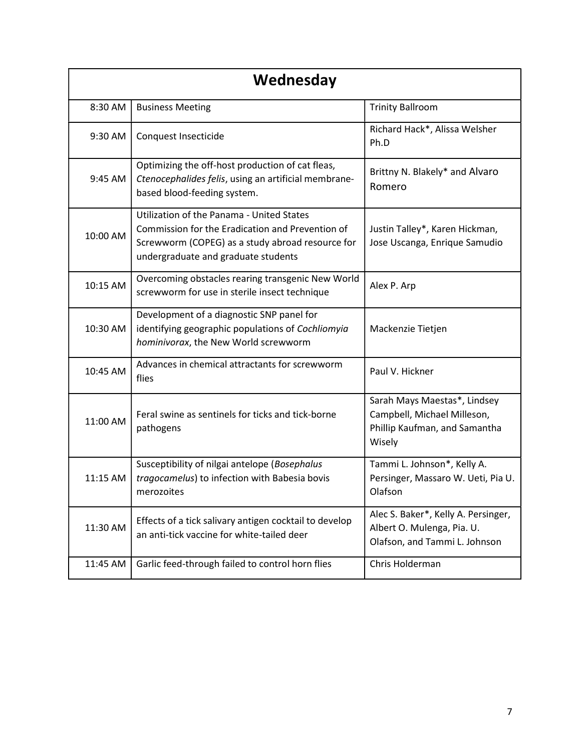| Wednesday | | |
|---|---|---|
| 8:30 AM | Business Meeting | Trinity Ballroom |
| 9:30 AM | Conquest Insecticide | Richard Hack*, Alissa Welsher Ph.D |
| 9:45 AM | Optimizing the off-host production of cat fleas, *Ctenocephalides felis*, using an artificial membrane-based blood-feeding system. | Brittny N. Blakely* and Alvaro Romero |
| 10:00 AM | Utilization of the Panama - United States Commission for the Eradication and Prevention of Screwworm (COPEG) as a study abroad resource for undergraduate and graduate students | Justin Talley*, Karen Hickman, Jose Uscanga, Enrique Samudio |
| 10:15 AM | Overcoming obstacles rearing transgenic New World screwworm for use in sterile insect technique | Alex P. Arp |
| 10:30 AM | Development of a diagnostic SNP panel for identifying geographic populations of *Cochliomyia hominivorax*, the New World screwworm | Mackenzie Tietjen |
| 10:45 AM | Advances in chemical attractants for screwworm flies | Paul V. Hickner |
| 11:00 AM | Feral swine as sentinels for ticks and tick-borne pathogens | Sarah Mays Maestas*, Lindsey Campbell, Michael Milleson, Phillip Kaufman, and Samantha Wisely |
| 11:15 AM | Susceptibility of nilgai antelope (*Bosephalus tragocamelus*) to infection with Babesia bovis merozoites | Tammi L. Johnson*, Kelly A. Persinger, Massaro W. Ueti, Pia U. Olafson |
| 11:30 AM | Effects of a tick salivary antigen cocktail to develop an anti-tick vaccine for white-tailed deer | Alec S. Baker*, Kelly A. Persinger, Albert O. Mulenga, Pia. U. Olafson, and Tammi L. Johnson |
| 11:45 AM | Garlic feed-through failed to control horn flies | Chris Holderman |